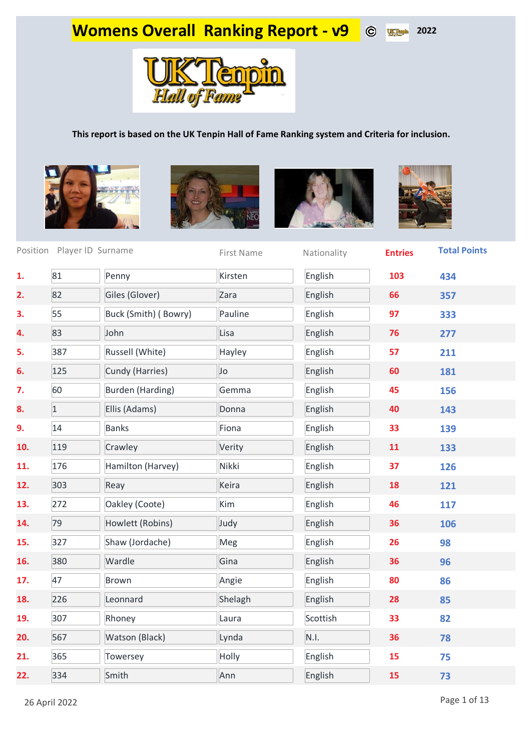# Womens Overall Ranking Report - v9 © 2022

UK Tenpin Hall of Fame

**This report is based on the UK Tenpin Hall of Fame Ranking system and Criteria for inclusion.**

| Position | Player ID | Surname | First Name | Nationality | Entries | Total Points |
|---|---|---|---|---|---|---|
| 1. | 81 | Penny | Kirsten | English | 103 | 434 |
| 2. | 82 | Giles (Glover) | Zara | English | 66 | 357 |
| 3. | 55 | Buck (Smith) ( Bowry) | Pauline | English | 97 | 333 |
| 4. | 83 | John | Lisa | English | 76 | 277 |
| 5. | 387 | Russell (White) | Hayley | English | 57 | 211 |
| 6. | 125 | Cundy (Harries) | Jo | English | 60 | 181 |
| 7. | 60 | Burden (Harding) | Gemma | English | 45 | 156 |
| 8. | 1 | Ellis (Adams) | Donna | English | 40 | 143 |
| 9. | 14 | Banks | Fiona | English | 33 | 139 |
| 10. | 119 | Crawley | Verity | English | 11 | 133 |
| 11. | 176 | Hamilton (Harvey) | Nikki | English | 37 | 126 |
| 12. | 303 | Reay | Keira | English | 18 | 121 |
| 13. | 272 | Oakley (Coote) | Kim | English | 46 | 117 |
| 14. | 79 | Howlett (Robins) | Judy | English | 36 | 106 |
| 15. | 327 | Shaw (Jordache) | Meg | English | 26 | 98 |
| 16. | 380 | Wardle | Gina | English | 36 | 96 |
| 17. | 47 | Brown | Angie | English | 80 | 86 |
| 18. | 226 | Leonnard | Shelagh | English | 28 | 85 |
| 19. | 307 | Rhoney | Laura | Scottish | 33 | 82 |
| 20. | 567 | Watson (Black) | Lynda | N.I. | 36 | 78 |
| 21. | 365 | Towersey | Holly | English | 15 | 75 |
| 22. | 334 | Smith | Ann | English | 15 | 73 |

26 April 2022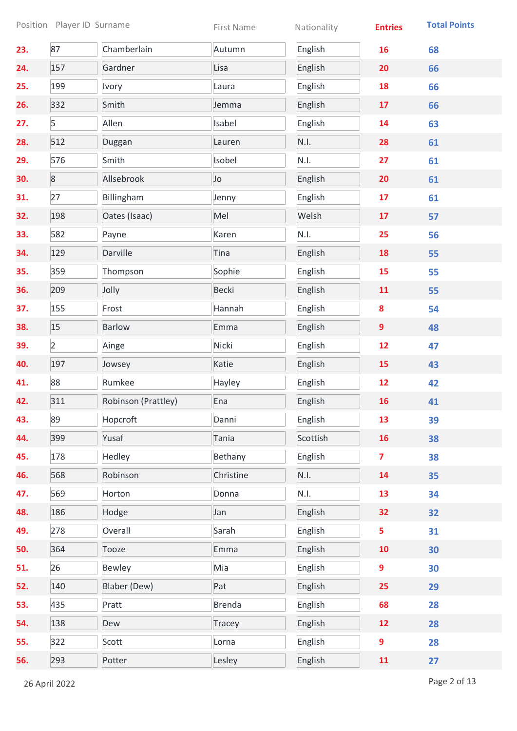| Position | Player ID | Surname | First Name | Nationality | Entries | Total Points |
|---|---|---|---|---|---|---|
| **23.** | 87 | Chamberlain | Autumn | English | **16** | **68** |
| **24.** | 157 | Gardner | Lisa | English | **20** | **66** |
| **25.** | 199 | Ivory | Laura | English | **18** | **66** |
| **26.** | 332 | Smith | Jemma | English | **17** | **66** |
| **27.** | 5 | Allen | Isabel | English | **14** | **63** |
| **28.** | 512 | Duggan | Lauren | N.I. | **28** | **61** |
| **29.** | 576 | Smith | Isobel | N.I. | **27** | **61** |
| **30.** | 8 | Allsebrook | Jo | English | **20** | **61** |
| **31.** | 27 | Billingham | Jenny | English | **17** | **61** |
| **32.** | 198 | Oates (Isaac) | Mel | Welsh | **17** | **57** |
| **33.** | 582 | Payne | Karen | N.I. | **25** | **56** |
| **34.** | 129 | Darville | Tina | English | **18** | **55** |
| **35.** | 359 | Thompson | Sophie | English | **15** | **55** |
| **36.** | 209 | Jolly | Becki | English | **11** | **55** |
| **37.** | 155 | Frost | Hannah | English | **8** | **54** |
| **38.** | 15 | Barlow | Emma | English | **9** | **48** |
| **39.** | 2 | Ainge | Nicki | English | **12** | **47** |
| **40.** | 197 | Jowsey | Katie | English | **15** | **43** |
| **41.** | 88 | Rumkee | Hayley | English | **12** | **42** |
| **42.** | 311 | Robinson (Prattley) | Ena | English | **16** | **41** |
| **43.** | 89 | Hopcroft | Danni | English | **13** | **39** |
| **44.** | 399 | Yusaf | Tania | Scottish | **16** | **38** |
| **45.** | 178 | Hedley | Bethany | English | **7** | **38** |
| **46.** | 568 | Robinson | Christine | N.I. | **14** | **35** |
| **47.** | 569 | Horton | Donna | N.I. | **13** | **34** |
| **48.** | 186 | Hodge | Jan | English | **32** | **32** |
| **49.** | 278 | Overall | Sarah | English | **5** | **31** |
| **50.** | 364 | Tooze | Emma | English | **10** | **30** |
| **51.** | 26 | Bewley | Mia | English | **9** | **30** |
| **52.** | 140 | Blaber (Dew) | Pat | English | **25** | **29** |
| **53.** | 435 | Pratt | Brenda | English | **68** | **28** |
| **54.** | 138 | Dew | Tracey | English | **12** | **28** |
| **55.** | 322 | Scott | Lorna | English | **9** | **28** |
| **56.** | 293 | Potter | Lesley | English | **11** | **27** |

26 April 2022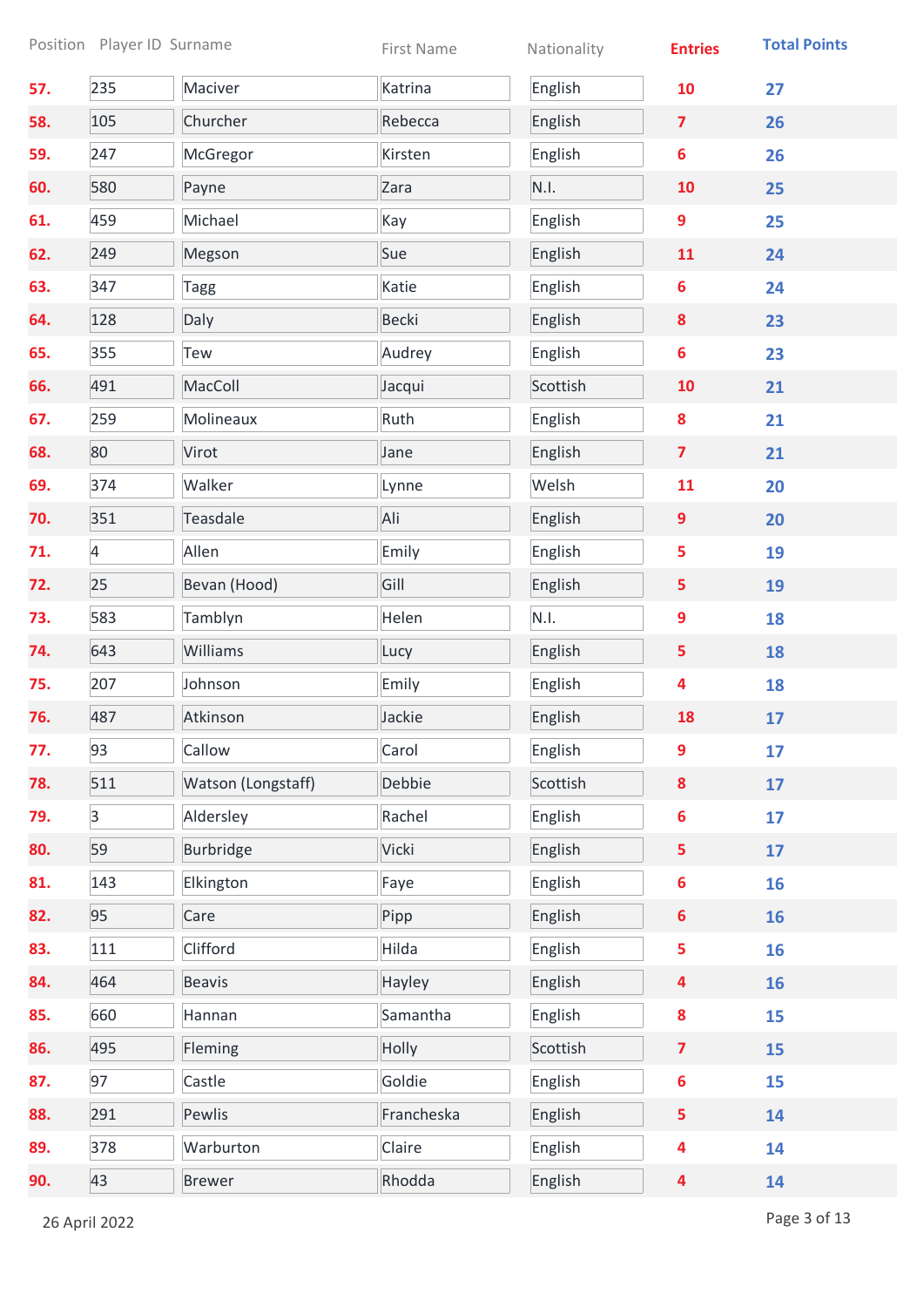| Position | Player ID | Surname | First Name | Nationality | Entries | Total Points |
|---|---|---|---|---|---|---|
| 57. | 235 | Maciver | Katrina | English | 10 | 27 |
| 58. | 105 | Churcher | Rebecca | English | 7 | 26 |
| 59. | 247 | McGregor | Kirsten | English | 6 | 26 |
| 60. | 580 | Payne | Zara | N.I. | 10 | 25 |
| 61. | 459 | Michael | Kay | English | 9 | 25 |
| 62. | 249 | Megson | Sue | English | 11 | 24 |
| 63. | 347 | Tagg | Katie | English | 6 | 24 |
| 64. | 128 | Daly | Becki | English | 8 | 23 |
| 65. | 355 | Tew | Audrey | English | 6 | 23 |
| 66. | 491 | MacColl | Jacqui | Scottish | 10 | 21 |
| 67. | 259 | Molineaux | Ruth | English | 8 | 21 |
| 68. | 80 | Virot | Jane | English | 7 | 21 |
| 69. | 374 | Walker | Lynne | Welsh | 11 | 20 |
| 70. | 351 | Teasdale | Ali | English | 9 | 20 |
| 71. | 4 | Allen | Emily | English | 5 | 19 |
| 72. | 25 | Bevan (Hood) | Gill | English | 5 | 19 |
| 73. | 583 | Tamblyn | Helen | N.I. | 9 | 18 |
| 74. | 643 | Williams | Lucy | English | 5 | 18 |
| 75. | 207 | Johnson | Emily | English | 4 | 18 |
| 76. | 487 | Atkinson | Jackie | English | 18 | 17 |
| 77. | 93 | Callow | Carol | English | 9 | 17 |
| 78. | 511 | Watson (Longstaff) | Debbie | Scottish | 8 | 17 |
| 79. | 3 | Aldersley | Rachel | English | 6 | 17 |
| 80. | 59 | Burbridge | Vicki | English | 5 | 17 |
| 81. | 143 | Elkington | Faye | English | 6 | 16 |
| 82. | 95 | Care | Pipp | English | 6 | 16 |
| 83. | 111 | Clifford | Hilda | English | 5 | 16 |
| 84. | 464 | Beavis | Hayley | English | 4 | 16 |
| 85. | 660 | Hannan | Samantha | English | 8 | 15 |
| 86. | 495 | Fleming | Holly | Scottish | 7 | 15 |
| 87. | 97 | Castle | Goldie | English | 6 | 15 |
| 88. | 291 | Pewlis | Francheska | English | 5 | 14 |
| 89. | 378 | Warburton | Claire | English | 4 | 14 |
| 90. | 43 | Brewer | Rhodda | English | 4 | 14 |

26 April 2022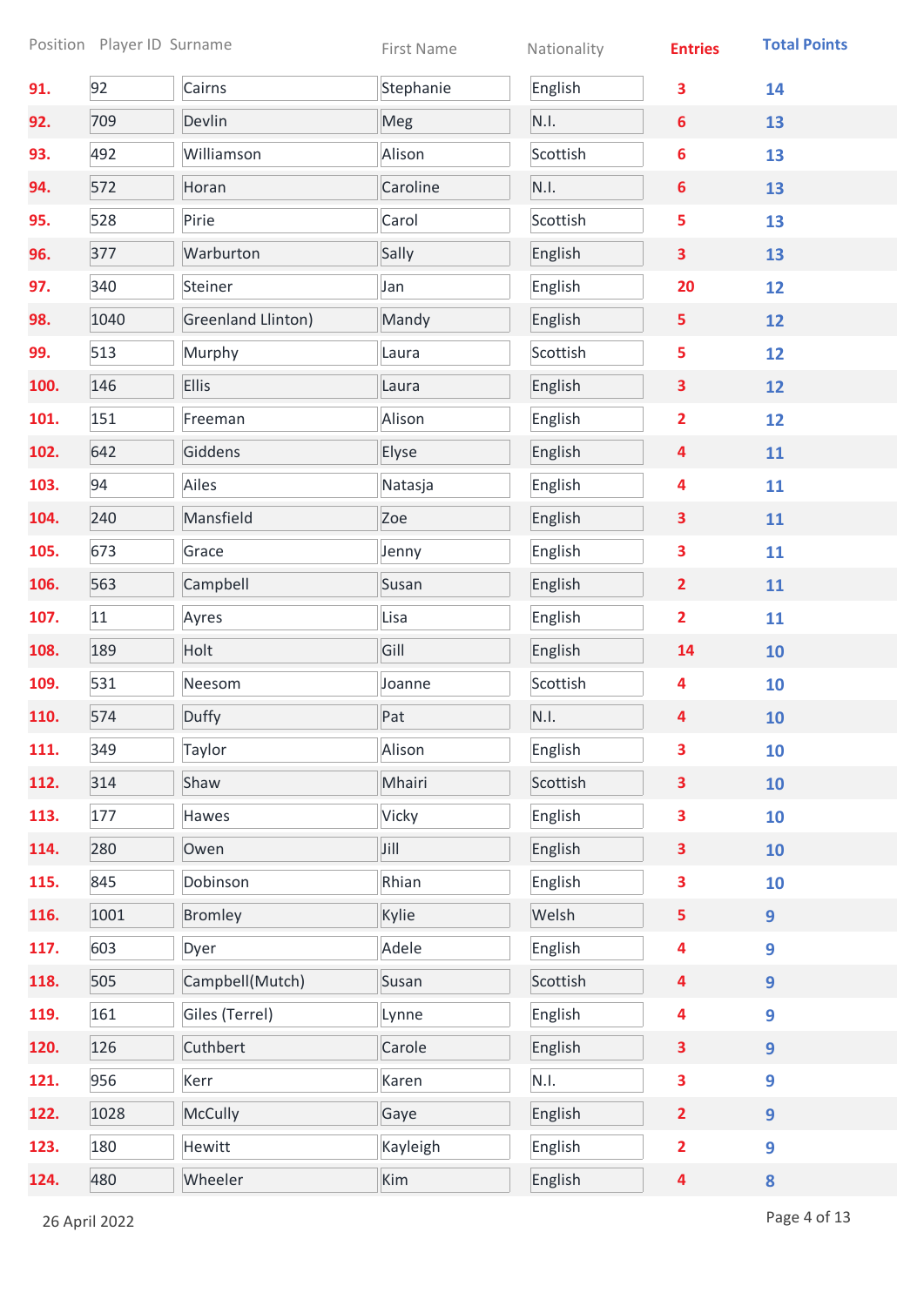| Position | Player ID | Surname | First Name | Nationality | Entries | Total Points |
|---|---|---|---|---|---|---|
| 91. | 92 | Cairns | Stephanie | English | 3 | 14 |
| 92. | 709 | Devlin | Meg | N.I. | 6 | 13 |
| 93. | 492 | Williamson | Alison | Scottish | 6 | 13 |
| 94. | 572 | Horan | Caroline | N.I. | 6 | 13 |
| 95. | 528 | Pirie | Carol | Scottish | 5 | 13 |
| 96. | 377 | Warburton | Sally | English | 3 | 13 |
| 97. | 340 | Steiner | Jan | English | 20 | 12 |
| 98. | 1040 | Greenland Llinton) | Mandy | English | 5 | 12 |
| 99. | 513 | Murphy | Laura | Scottish | 5 | 12 |
| 100. | 146 | Ellis | Laura | English | 3 | 12 |
| 101. | 151 | Freeman | Alison | English | 2 | 12 |
| 102. | 642 | Giddens | Elyse | English | 4 | 11 |
| 103. | 94 | Ailes | Natasja | English | 4 | 11 |
| 104. | 240 | Mansfield | Zoe | English | 3 | 11 |
| 105. | 673 | Grace | Jenny | English | 3 | 11 |
| 106. | 563 | Campbell | Susan | English | 2 | 11 |
| 107. | 11 | Ayres | Lisa | English | 2 | 11 |
| 108. | 189 | Holt | Gill | English | 14 | 10 |
| 109. | 531 | Neesom | Joanne | Scottish | 4 | 10 |
| 110. | 574 | Duffy | Pat | N.I. | 4 | 10 |
| 111. | 349 | Taylor | Alison | English | 3 | 10 |
| 112. | 314 | Shaw | Mhairi | Scottish | 3 | 10 |
| 113. | 177 | Hawes | Vicky | English | 3 | 10 |
| 114. | 280 | Owen | Jill | English | 3 | 10 |
| 115. | 845 | Dobinson | Rhian | English | 3 | 10 |
| 116. | 1001 | Bromley | Kylie | Welsh | 5 | 9 |
| 117. | 603 | Dyer | Adele | English | 4 | 9 |
| 118. | 505 | Campbell(Mutch) | Susan | Scottish | 4 | 9 |
| 119. | 161 | Giles (Terrel) | Lynne | English | 4 | 9 |
| 120. | 126 | Cuthbert | Carole | English | 3 | 9 |
| 121. | 956 | Kerr | Karen | N.I. | 3 | 9 |
| 122. | 1028 | McCully | Gaye | English | 2 | 9 |
| 123. | 180 | Hewitt | Kayleigh | English | 2 | 9 |
| 124. | 480 | Wheeler | Kim | English | 4 | 8 |

26 April 2022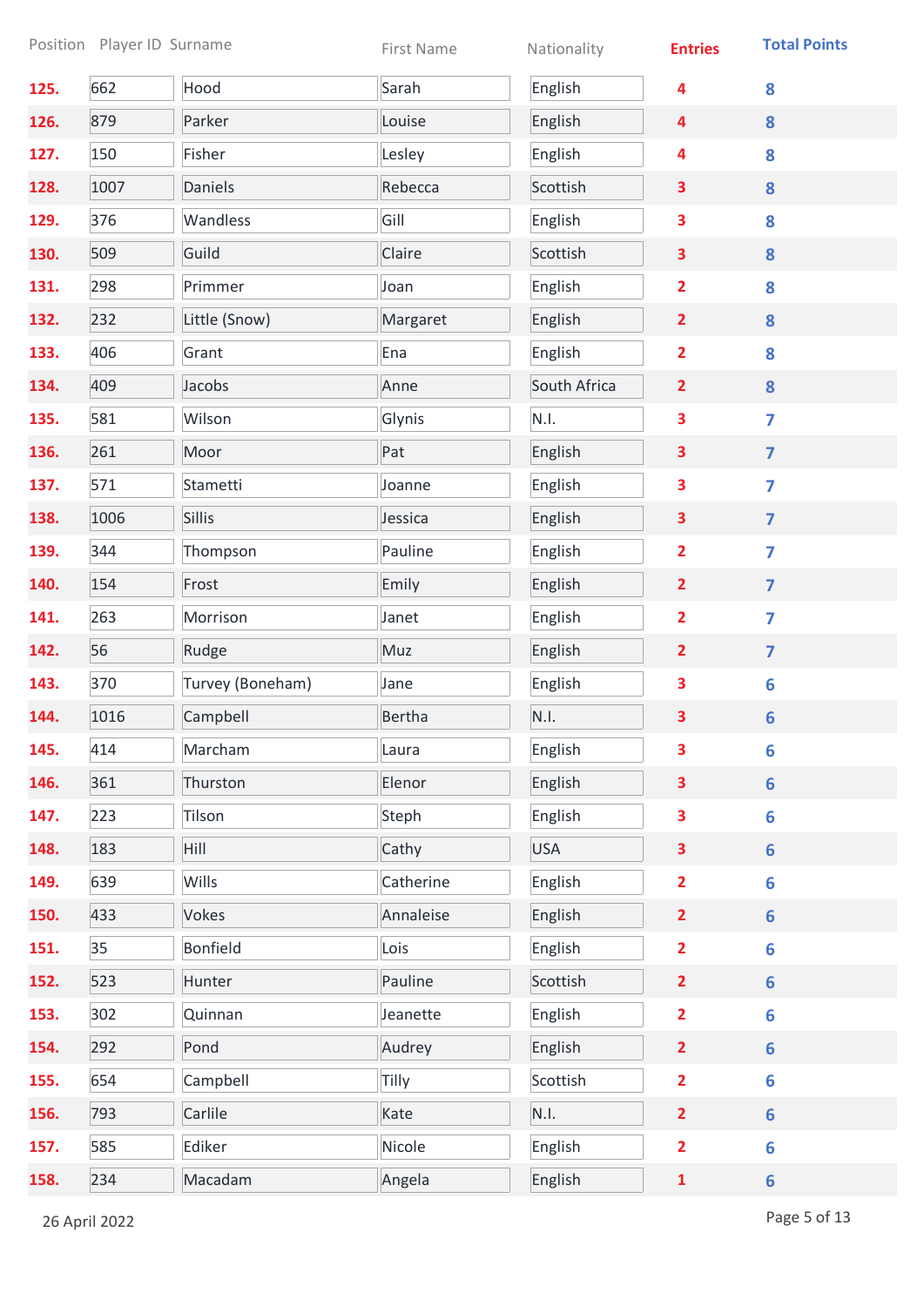| Position | Player ID | Surname | First Name | Nationality | Entries | Total Points |
|---|---|---|---|---|---|---|
| 125. | 662 | Hood | Sarah | English | 4 | 8 |
| 126. | 879 | Parker | Louise | English | 4 | 8 |
| 127. | 150 | Fisher | Lesley | English | 4 | 8 |
| 128. | 1007 | Daniels | Rebecca | Scottish | 3 | 8 |
| 129. | 376 | Wandless | Gill | English | 3 | 8 |
| 130. | 509 | Guild | Claire | Scottish | 3 | 8 |
| 131. | 298 | Primmer | Joan | English | 2 | 8 |
| 132. | 232 | Little (Snow) | Margaret | English | 2 | 8 |
| 133. | 406 | Grant | Ena | English | 2 | 8 |
| 134. | 409 | Jacobs | Anne | South Africa | 2 | 8 |
| 135. | 581 | Wilson | Glynis | N.I. | 3 | 7 |
| 136. | 261 | Moor | Pat | English | 3 | 7 |
| 137. | 571 | Stametti | Joanne | English | 3 | 7 |
| 138. | 1006 | Sillis | Jessica | English | 3 | 7 |
| 139. | 344 | Thompson | Pauline | English | 2 | 7 |
| 140. | 154 | Frost | Emily | English | 2 | 7 |
| 141. | 263 | Morrison | Janet | English | 2 | 7 |
| 142. | 56 | Rudge | Muz | English | 2 | 7 |
| 143. | 370 | Turvey (Boneham) | Jane | English | 3 | 6 |
| 144. | 1016 | Campbell | Bertha | N.I. | 3 | 6 |
| 145. | 414 | Marcham | Laura | English | 3 | 6 |
| 146. | 361 | Thurston | Elenor | English | 3 | 6 |
| 147. | 223 | Tilson | Steph | English | 3 | 6 |
| 148. | 183 | Hill | Cathy | USA | 3 | 6 |
| 149. | 639 | Wills | Catherine | English | 2 | 6 |
| 150. | 433 | Vokes | Annaleise | English | 2 | 6 |
| 151. | 35 | Bonfield | Lois | English | 2 | 6 |
| 152. | 523 | Hunter | Pauline | Scottish | 2 | 6 |
| 153. | 302 | Quinnan | Jeanette | English | 2 | 6 |
| 154. | 292 | Pond | Audrey | English | 2 | 6 |
| 155. | 654 | Campbell | Tilly | Scottish | 2 | 6 |
| 156. | 793 | Carlile | Kate | N.I. | 2 | 6 |
| 157. | 585 | Ediker | Nicole | English | 2 | 6 |
| 158. | 234 | Macadam | Angela | English | 1 | 6 |

26 April 2022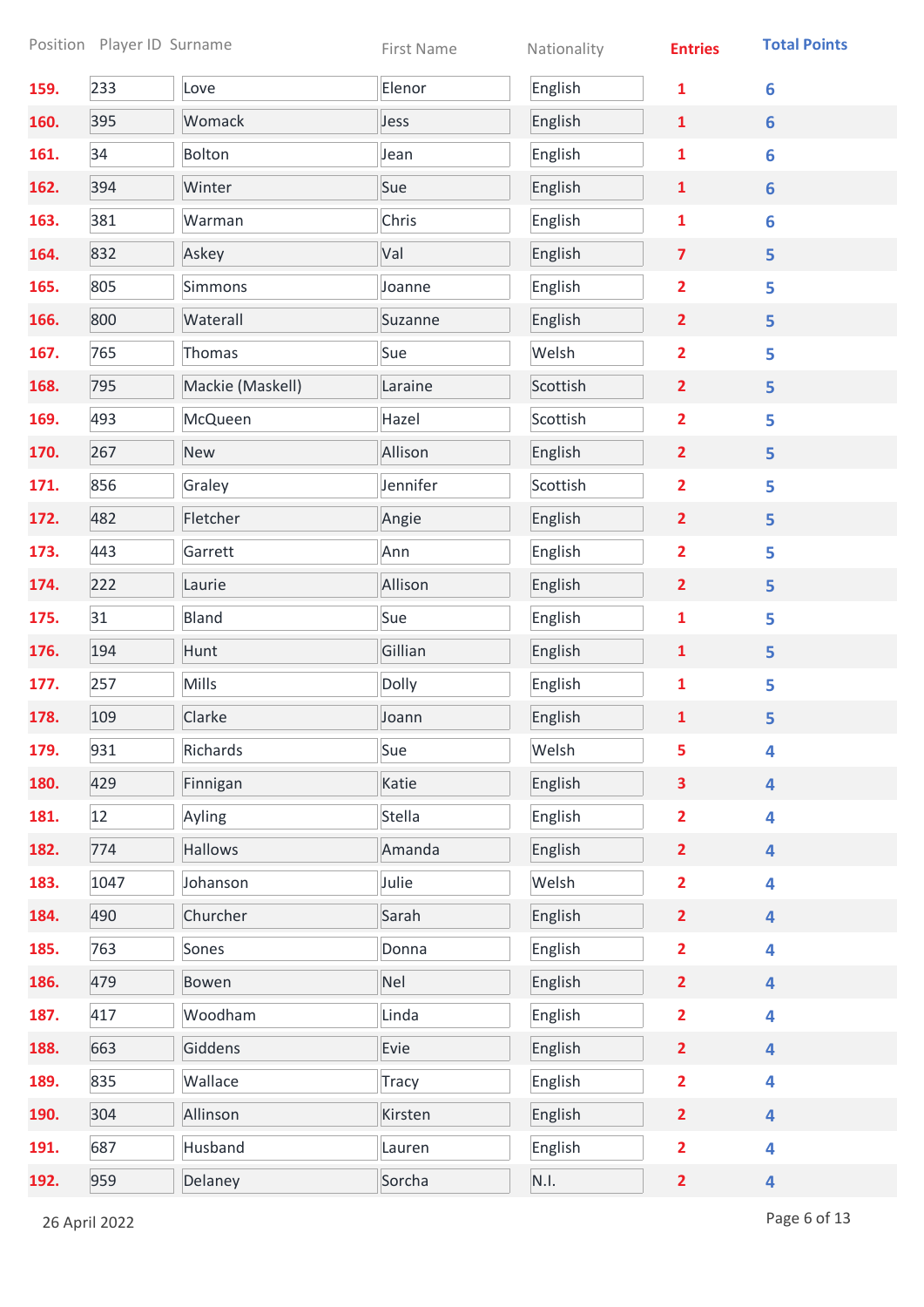| Position | Player ID | Surname | First Name | Nationality | Entries | Total Points |
|---|---|---|---|---|---|---|
| 159. | 233 | Love | Elenor | English | 1 | 6 |
| 160. | 395 | Womack | Jess | English | 1 | 6 |
| 161. | 34 | Bolton | Jean | English | 1 | 6 |
| 162. | 394 | Winter | Sue | English | 1 | 6 |
| 163. | 381 | Warman | Chris | English | 1 | 6 |
| 164. | 832 | Askey | Val | English | 7 | 5 |
| 165. | 805 | Simmons | Joanne | English | 2 | 5 |
| 166. | 800 | Waterall | Suzanne | English | 2 | 5 |
| 167. | 765 | Thomas | Sue | Welsh | 2 | 5 |
| 168. | 795 | Mackie (Maskell) | Laraine | Scottish | 2 | 5 |
| 169. | 493 | McQueen | Hazel | Scottish | 2 | 5 |
| 170. | 267 | New | Allison | English | 2 | 5 |
| 171. | 856 | Graley | Jennifer | Scottish | 2 | 5 |
| 172. | 482 | Fletcher | Angie | English | 2 | 5 |
| 173. | 443 | Garrett | Ann | English | 2 | 5 |
| 174. | 222 | Laurie | Allison | English | 2 | 5 |
| 175. | 31 | Bland | Sue | English | 1 | 5 |
| 176. | 194 | Hunt | Gillian | English | 1 | 5 |
| 177. | 257 | Mills | Dolly | English | 1 | 5 |
| 178. | 109 | Clarke | Joann | English | 1 | 5 |
| 179. | 931 | Richards | Sue | Welsh | 5 | 4 |
| 180. | 429 | Finnigan | Katie | English | 3 | 4 |
| 181. | 12 | Ayling | Stella | English | 2 | 4 |
| 182. | 774 | Hallows | Amanda | English | 2 | 4 |
| 183. | 1047 | Johanson | Julie | Welsh | 2 | 4 |
| 184. | 490 | Churcher | Sarah | English | 2 | 4 |
| 185. | 763 | Sones | Donna | English | 2 | 4 |
| 186. | 479 | Bowen | Nel | English | 2 | 4 |
| 187. | 417 | Woodham | Linda | English | 2 | 4 |
| 188. | 663 | Giddens | Evie | English | 2 | 4 |
| 189. | 835 | Wallace | Tracy | English | 2 | 4 |
| 190. | 304 | Allinson | Kirsten | English | 2 | 4 |
| 191. | 687 | Husband | Lauren | English | 2 | 4 |
| 192. | 959 | Delaney | Sorcha | N.I. | 2 | 4 |

26 April 2022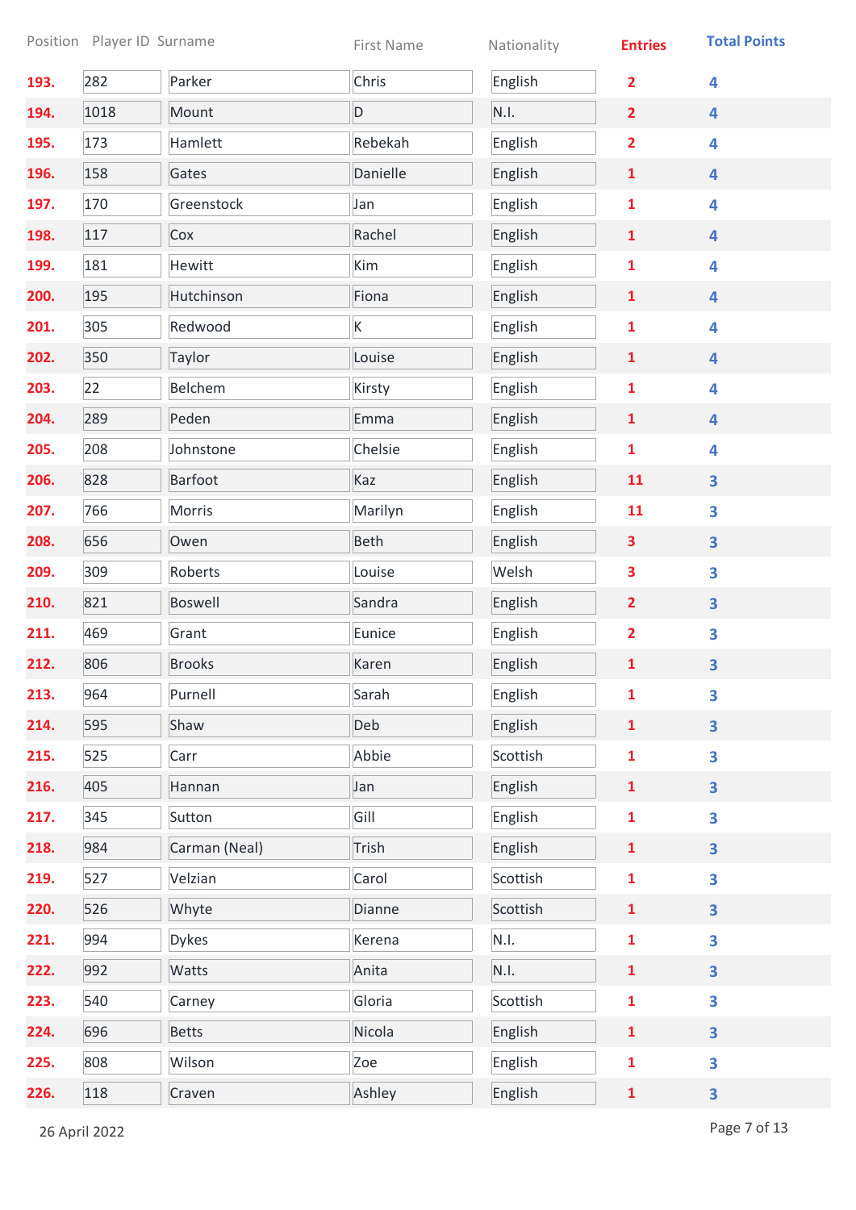| Position | Player ID | Surname | First Name | Nationality | Entries | Total Points |
|---|---|---|---|---|---|---|
| 193. | 282 | Parker | Chris | English | 2 | 4 |
| 194. | 1018 | Mount | D | N.I. | 2 | 4 |
| 195. | 173 | Hamlett | Rebekah | English | 2 | 4 |
| 196. | 158 | Gates | Danielle | English | 1 | 4 |
| 197. | 170 | Greenstock | Jan | English | 1 | 4 |
| 198. | 117 | Cox | Rachel | English | 1 | 4 |
| 199. | 181 | Hewitt | Kim | English | 1 | 4 |
| 200. | 195 | Hutchinson | Fiona | English | 1 | 4 |
| 201. | 305 | Redwood | K | English | 1 | 4 |
| 202. | 350 | Taylor | Louise | English | 1 | 4 |
| 203. | 22 | Belchem | Kirsty | English | 1 | 4 |
| 204. | 289 | Peden | Emma | English | 1 | 4 |
| 205. | 208 | Johnstone | Chelsie | English | 1 | 4 |
| 206. | 828 | Barfoot | Kaz | English | 11 | 3 |
| 207. | 766 | Morris | Marilyn | English | 11 | 3 |
| 208. | 656 | Owen | Beth | English | 3 | 3 |
| 209. | 309 | Roberts | Louise | Welsh | 3 | 3 |
| 210. | 821 | Boswell | Sandra | English | 2 | 3 |
| 211. | 469 | Grant | Eunice | English | 2 | 3 |
| 212. | 806 | Brooks | Karen | English | 1 | 3 |
| 213. | 964 | Purnell | Sarah | English | 1 | 3 |
| 214. | 595 | Shaw | Deb | English | 1 | 3 |
| 215. | 525 | Carr | Abbie | Scottish | 1 | 3 |
| 216. | 405 | Hannan | Jan | English | 1 | 3 |
| 217. | 345 | Sutton | Gill | English | 1 | 3 |
| 218. | 984 | Carman (Neal) | Trish | English | 1 | 3 |
| 219. | 527 | Velzian | Carol | Scottish | 1 | 3 |
| 220. | 526 | Whyte | Dianne | Scottish | 1 | 3 |
| 221. | 994 | Dykes | Kerena | N.I. | 1 | 3 |
| 222. | 992 | Watts | Anita | N.I. | 1 | 3 |
| 223. | 540 | Carney | Gloria | Scottish | 1 | 3 |
| 224. | 696 | Betts | Nicola | English | 1 | 3 |
| 225. | 808 | Wilson | Zoe | English | 1 | 3 |
| 226. | 118 | Craven | Ashley | English | 1 | 3 |

26 April 2022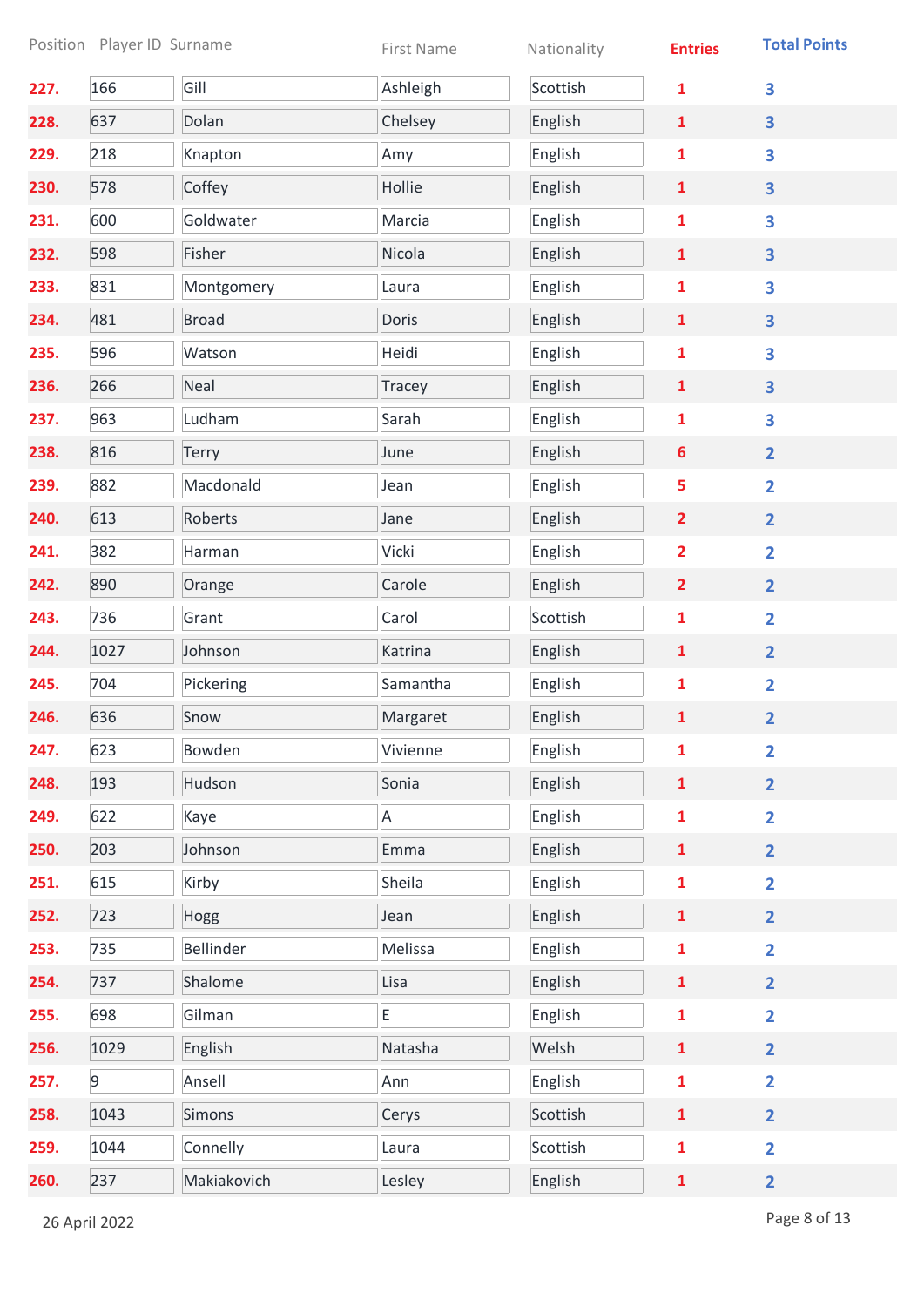| Position | Player ID | Surname | First Name | Nationality | Entries | Total Points |
|---|---|---|---|---|---|---|
| 227. | 166 | Gill | Ashleigh | Scottish | 1 | 3 |
| 228. | 637 | Dolan | Chelsey | English | 1 | 3 |
| 229. | 218 | Knapton | Amy | English | 1 | 3 |
| 230. | 578 | Coffey | Hollie | English | 1 | 3 |
| 231. | 600 | Goldwater | Marcia | English | 1 | 3 |
| 232. | 598 | Fisher | Nicola | English | 1 | 3 |
| 233. | 831 | Montgomery | Laura | English | 1 | 3 |
| 234. | 481 | Broad | Doris | English | 1 | 3 |
| 235. | 596 | Watson | Heidi | English | 1 | 3 |
| 236. | 266 | Neal | Tracey | English | 1 | 3 |
| 237. | 963 | Ludham | Sarah | English | 1 | 3 |
| 238. | 816 | Terry | June | English | 6 | 2 |
| 239. | 882 | Macdonald | Jean | English | 5 | 2 |
| 240. | 613 | Roberts | Jane | English | 2 | 2 |
| 241. | 382 | Harman | Vicki | English | 2 | 2 |
| 242. | 890 | Orange | Carole | English | 2 | 2 |
| 243. | 736 | Grant | Carol | Scottish | 1 | 2 |
| 244. | 1027 | Johnson | Katrina | English | 1 | 2 |
| 245. | 704 | Pickering | Samantha | English | 1 | 2 |
| 246. | 636 | Snow | Margaret | English | 1 | 2 |
| 247. | 623 | Bowden | Vivienne | English | 1 | 2 |
| 248. | 193 | Hudson | Sonia | English | 1 | 2 |
| 249. | 622 | Kaye | A | English | 1 | 2 |
| 250. | 203 | Johnson | Emma | English | 1 | 2 |
| 251. | 615 | Kirby | Sheila | English | 1 | 2 |
| 252. | 723 | Hogg | Jean | English | 1 | 2 |
| 253. | 735 | Bellinder | Melissa | English | 1 | 2 |
| 254. | 737 | Shalome | Lisa | English | 1 | 2 |
| 255. | 698 | Gilman | E | English | 1 | 2 |
| 256. | 1029 | English | Natasha | Welsh | 1 | 2 |
| 257. | 9 | Ansell | Ann | English | 1 | 2 |
| 258. | 1043 | Simons | Cerys | Scottish | 1 | 2 |
| 259. | 1044 | Connelly | Laura | Scottish | 1 | 2 |
| 260. | 237 | Makiakovich | Lesley | English | 1 | 2 |

26 April 2022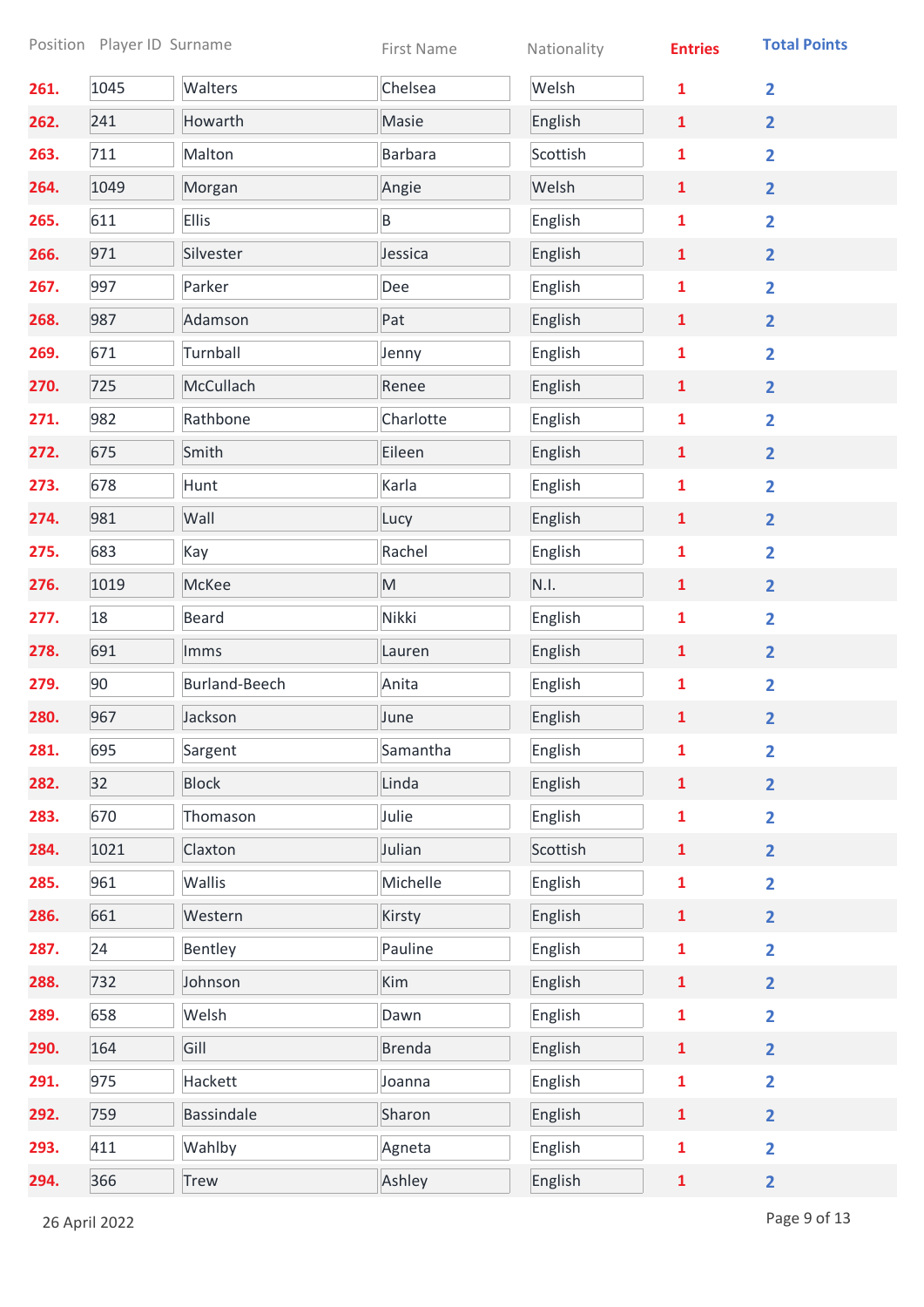| Position | Player ID | Surname | First Name | Nationality | Entries | Total Points |
|---|---|---|---|---|---|---|
| 261. | 1045 | Walters | Chelsea | Welsh | 1 | 2 |
| 262. | 241 | Howarth | Masie | English | 1 | 2 |
| 263. | 711 | Malton | Barbara | Scottish | 1 | 2 |
| 264. | 1049 | Morgan | Angie | Welsh | 1 | 2 |
| 265. | 611 | Ellis | B | English | 1 | 2 |
| 266. | 971 | Silvester | Jessica | English | 1 | 2 |
| 267. | 997 | Parker | Dee | English | 1 | 2 |
| 268. | 987 | Adamson | Pat | English | 1 | 2 |
| 269. | 671 | Turnball | Jenny | English | 1 | 2 |
| 270. | 725 | McCullach | Renee | English | 1 | 2 |
| 271. | 982 | Rathbone | Charlotte | English | 1 | 2 |
| 272. | 675 | Smith | Eileen | English | 1 | 2 |
| 273. | 678 | Hunt | Karla | English | 1 | 2 |
| 274. | 981 | Wall | Lucy | English | 1 | 2 |
| 275. | 683 | Kay | Rachel | English | 1 | 2 |
| 276. | 1019 | McKee | M | N.I. | 1 | 2 |
| 277. | 18 | Beard | Nikki | English | 1 | 2 |
| 278. | 691 | Imms | Lauren | English | 1 | 2 |
| 279. | 90 | Burland-Beech | Anita | English | 1 | 2 |
| 280. | 967 | Jackson | June | English | 1 | 2 |
| 281. | 695 | Sargent | Samantha | English | 1 | 2 |
| 282. | 32 | Block | Linda | English | 1 | 2 |
| 283. | 670 | Thomason | Julie | English | 1 | 2 |
| 284. | 1021 | Claxton | Julian | Scottish | 1 | 2 |
| 285. | 961 | Wallis | Michelle | English | 1 | 2 |
| 286. | 661 | Western | Kirsty | English | 1 | 2 |
| 287. | 24 | Bentley | Pauline | English | 1 | 2 |
| 288. | 732 | Johnson | Kim | English | 1 | 2 |
| 289. | 658 | Welsh | Dawn | English | 1 | 2 |
| 290. | 164 | Gill | Brenda | English | 1 | 2 |
| 291. | 975 | Hackett | Joanna | English | 1 | 2 |
| 292. | 759 | Bassindale | Sharon | English | 1 | 2 |
| 293. | 411 | Wahlby | Agneta | English | 1 | 2 |
| 294. | 366 | Trew | Ashley | English | 1 | 2 |

26 April 2022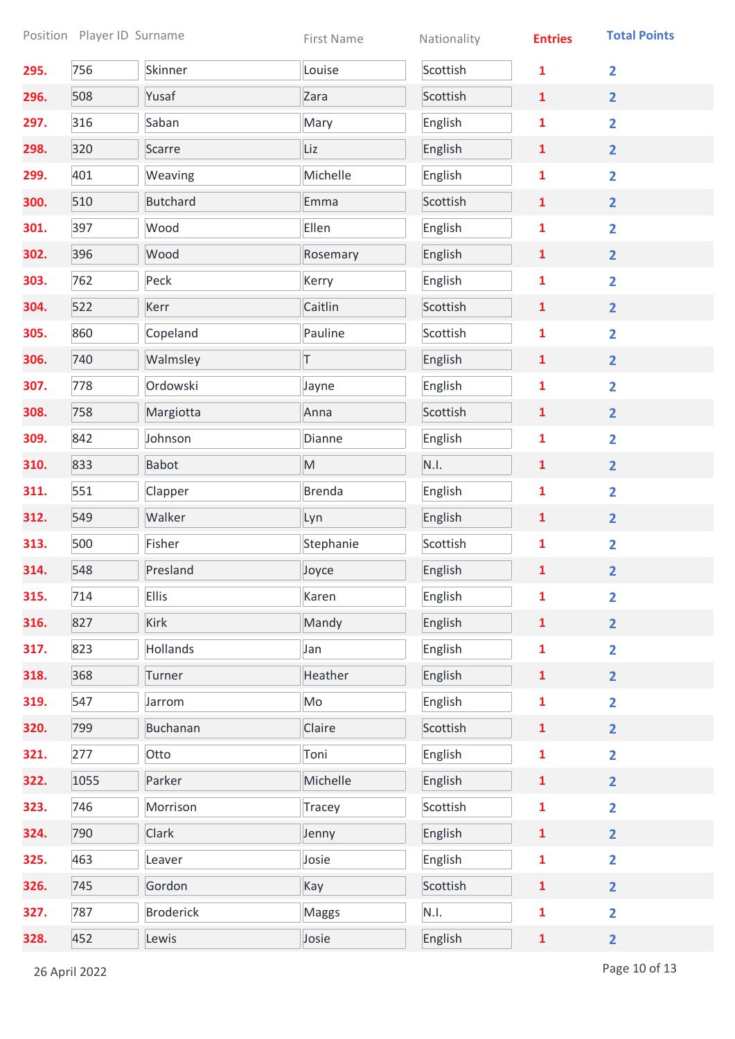| Position | Player ID | Surname | First Name | Nationality | Entries | Total Points |
|---|---|---|---|---|---|---|
| 295. | 756 | Skinner | Louise | Scottish | 1 | 2 |
| 296. | 508 | Yusaf | Zara | Scottish | 1 | 2 |
| 297. | 316 | Saban | Mary | English | 1 | 2 |
| 298. | 320 | Scarre | Liz | English | 1 | 2 |
| 299. | 401 | Weaving | Michelle | English | 1 | 2 |
| 300. | 510 | Butchard | Emma | Scottish | 1 | 2 |
| 301. | 397 | Wood | Ellen | English | 1 | 2 |
| 302. | 396 | Wood | Rosemary | English | 1 | 2 |
| 303. | 762 | Peck | Kerry | English | 1 | 2 |
| 304. | 522 | Kerr | Caitlin | Scottish | 1 | 2 |
| 305. | 860 | Copeland | Pauline | Scottish | 1 | 2 |
| 306. | 740 | Walmsley | T | English | 1 | 2 |
| 307. | 778 | Ordowski | Jayne | English | 1 | 2 |
| 308. | 758 | Margiotta | Anna | Scottish | 1 | 2 |
| 309. | 842 | Johnson | Dianne | English | 1 | 2 |
| 310. | 833 | Babot | M | N.I. | 1 | 2 |
| 311. | 551 | Clapper | Brenda | English | 1 | 2 |
| 312. | 549 | Walker | Lyn | English | 1 | 2 |
| 313. | 500 | Fisher | Stephanie | Scottish | 1 | 2 |
| 314. | 548 | Presland | Joyce | English | 1 | 2 |
| 315. | 714 | Ellis | Karen | English | 1 | 2 |
| 316. | 827 | Kirk | Mandy | English | 1 | 2 |
| 317. | 823 | Hollands | Jan | English | 1 | 2 |
| 318. | 368 | Turner | Heather | English | 1 | 2 |
| 319. | 547 | Jarrom | Mo | English | 1 | 2 |
| 320. | 799 | Buchanan | Claire | Scottish | 1 | 2 |
| 321. | 277 | Otto | Toni | English | 1 | 2 |
| 322. | 1055 | Parker | Michelle | English | 1 | 2 |
| 323. | 746 | Morrison | Tracey | Scottish | 1 | 2 |
| 324. | 790 | Clark | Jenny | English | 1 | 2 |
| 325. | 463 | Leaver | Josie | English | 1 | 2 |
| 326. | 745 | Gordon | Kay | Scottish | 1 | 2 |
| 327. | 787 | Broderick | Maggs | N.I. | 1 | 2 |
| 328. | 452 | Lewis | Josie | English | 1 | 2 |

26 April 2022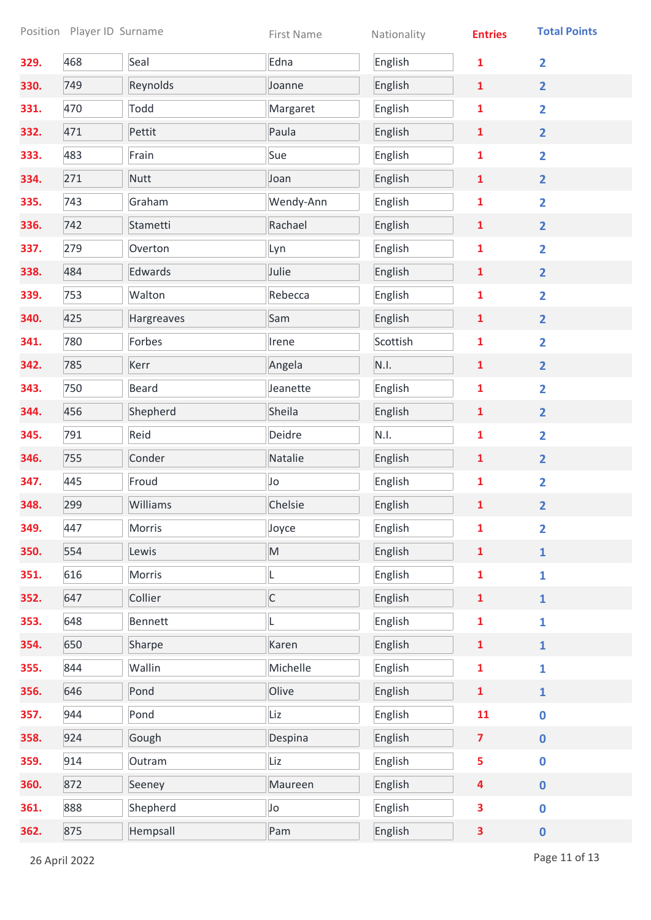| Position | Player ID | Surname | First Name | Nationality | Entries | Total Points |
|---|---|---|---|---|---|---|
| 329. | 468 | Seal | Edna | English | 1 | 2 |
| 330. | 749 | Reynolds | Joanne | English | 1 | 2 |
| 331. | 470 | Todd | Margaret | English | 1 | 2 |
| 332. | 471 | Pettit | Paula | English | 1 | 2 |
| 333. | 483 | Frain | Sue | English | 1 | 2 |
| 334. | 271 | Nutt | Joan | English | 1 | 2 |
| 335. | 743 | Graham | Wendy-Ann | English | 1 | 2 |
| 336. | 742 | Stametti | Rachael | English | 1 | 2 |
| 337. | 279 | Overton | Lyn | English | 1 | 2 |
| 338. | 484 | Edwards | Julie | English | 1 | 2 |
| 339. | 753 | Walton | Rebecca | English | 1 | 2 |
| 340. | 425 | Hargreaves | Sam | English | 1 | 2 |
| 341. | 780 | Forbes | Irene | Scottish | 1 | 2 |
| 342. | 785 | Kerr | Angela | N.I. | 1 | 2 |
| 343. | 750 | Beard | Jeanette | English | 1 | 2 |
| 344. | 456 | Shepherd | Sheila | English | 1 | 2 |
| 345. | 791 | Reid | Deidre | N.I. | 1 | 2 |
| 346. | 755 | Conder | Natalie | English | 1 | 2 |
| 347. | 445 | Froud | Jo | English | 1 | 2 |
| 348. | 299 | Williams | Chelsie | English | 1 | 2 |
| 349. | 447 | Morris | Joyce | English | 1 | 2 |
| 350. | 554 | Lewis | M | English | 1 | 1 |
| 351. | 616 | Morris | L | English | 1 | 1 |
| 352. | 647 | Collier | C | English | 1 | 1 |
| 353. | 648 | Bennett | L | English | 1 | 1 |
| 354. | 650 | Sharpe | Karen | English | 1 | 1 |
| 355. | 844 | Wallin | Michelle | English | 1 | 1 |
| 356. | 646 | Pond | Olive | English | 1 | 1 |
| 357. | 944 | Pond | Liz | English | 11 | 0 |
| 358. | 924 | Gough | Despina | English | 7 | 0 |
| 359. | 914 | Outram | Liz | English | 5 | 0 |
| 360. | 872 | Seeney | Maureen | English | 4 | 0 |
| 361. | 888 | Shepherd | Jo | English | 3 | 0 |
| 362. | 875 | Hempsall | Pam | English | 3 | 0 |

26 April 2022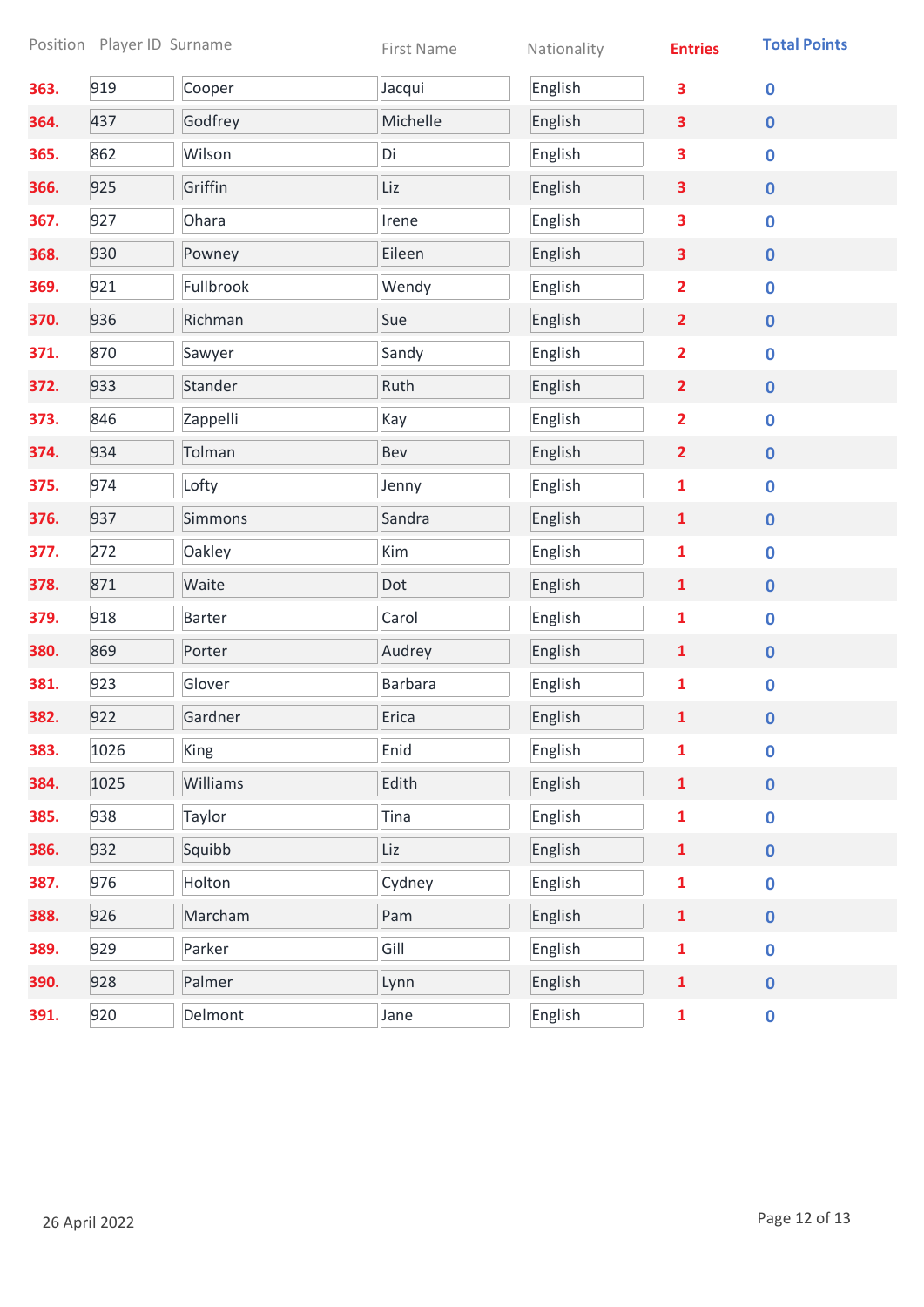| Position | Player ID | Surname | First Name | Nationality | Entries | Total Points |
|---|---|---|---|---|---|---|
| 363. | 919 | Cooper | Jacqui | English | 3 | 0 |
| 364. | 437 | Godfrey | Michelle | English | 3 | 0 |
| 365. | 862 | Wilson | Di | English | 3 | 0 |
| 366. | 925 | Griffin | Liz | English | 3 | 0 |
| 367. | 927 | Ohara | Irene | English | 3 | 0 |
| 368. | 930 | Powney | Eileen | English | 3 | 0 |
| 369. | 921 | Fullbrook | Wendy | English | 2 | 0 |
| 370. | 936 | Richman | Sue | English | 2 | 0 |
| 371. | 870 | Sawyer | Sandy | English | 2 | 0 |
| 372. | 933 | Stander | Ruth | English | 2 | 0 |
| 373. | 846 | Zappelli | Kay | English | 2 | 0 |
| 374. | 934 | Tolman | Bev | English | 2 | 0 |
| 375. | 974 | Lofty | Jenny | English | 1 | 0 |
| 376. | 937 | Simmons | Sandra | English | 1 | 0 |
| 377. | 272 | Oakley | Kim | English | 1 | 0 |
| 378. | 871 | Waite | Dot | English | 1 | 0 |
| 379. | 918 | Barter | Carol | English | 1 | 0 |
| 380. | 869 | Porter | Audrey | English | 1 | 0 |
| 381. | 923 | Glover | Barbara | English | 1 | 0 |
| 382. | 922 | Gardner | Erica | English | 1 | 0 |
| 383. | 1026 | King | Enid | English | 1 | 0 |
| 384. | 1025 | Williams | Edith | English | 1 | 0 |
| 385. | 938 | Taylor | Tina | English | 1 | 0 |
| 386. | 932 | Squibb | Liz | English | 1 | 0 |
| 387. | 976 | Holton | Cydney | English | 1 | 0 |
| 388. | 926 | Marcham | Pam | English | 1 | 0 |
| 389. | 929 | Parker | Gill | English | 1 | 0 |
| 390. | 928 | Palmer | Lynn | English | 1 | 0 |
| 391. | 920 | Delmont | Jane | English | 1 | 0 |

26 April 2022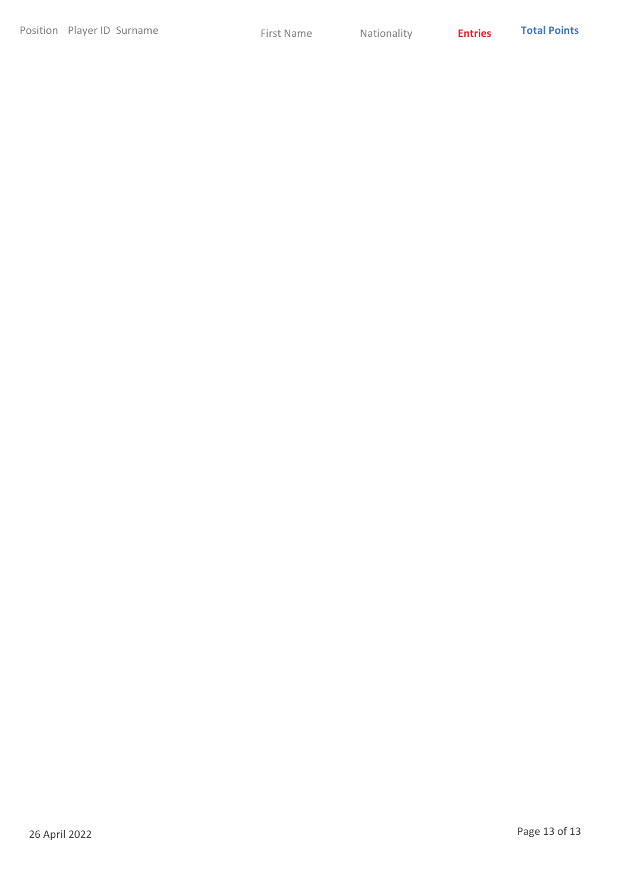| Position | Player ID | Surname | First Name | Nationality | **Entries** | **Total Points** |
|---|---|---|---|---|---|---|